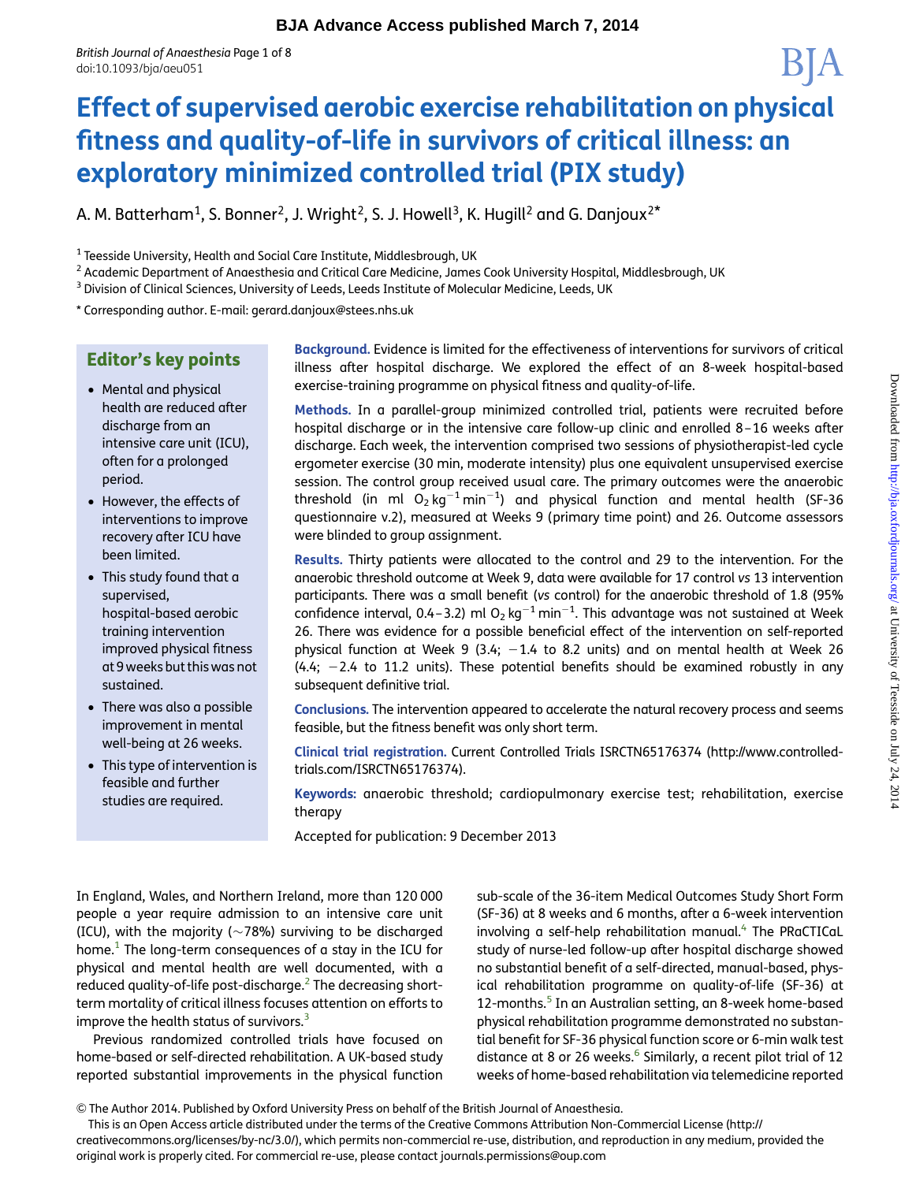# Effect of supervised aerobic exercise rehabilitation on physical fitness and quality-of-life in survivors of critical illness: an exploratory minimized controlled trial (PIX study)

A. M. Batterham[1], S. Bonner[2], J. Wright[2], S. J. Howell[3], K. Hugill[2] and G. Danjoux[2]*

[1] Teesside University, Health and Social Care Institute, Middlesbrough, UK

[2] Academic Department of Anaesthesia and Critical Care Medicine, James Cook University Hospital, Middlesbrough, UK

[3] Division of Clinical Sciences, University of Leeds, Leeds Institute of Molecular Medicine, Leeds, UK

* Corresponding author. E-mail: gerard.danjoux@stees.nhs.uk

## Editor's key points

- Mental and physical health are reduced after discharge from an intensive care unit (ICU), often for a prolonged period.
- However, the effects of interventions to improve recovery after ICU have been limited.
- This study found that a supervised, hospital-based aerobic training intervention improved physical fitness at 9 weeks but this was not sustained.
- There was also a possible improvement in mental well-being at 26 weeks.
- This type of intervention is feasible and further studies are required.

**Background.** Evidence is limited for the effectiveness of interventions for survivors of critical illness after hospital discharge. We explored the effect of an 8-week hospital-based exercise-training programme on physical fitness and quality-of-life.

**Methods.** In a parallel-group minimized controlled trial, patients were recruited before hospital discharge or in the intensive care follow-up clinic and enrolled 8–16 weeks after discharge. Each week, the intervention comprised two sessions of physiotherapist-led cycle ergometer exercise (30 min, moderate intensity) plus one equivalent unsupervised exercise session. The control group received usual care. The primary outcomes were the anaerobic threshold (in ml $O_2$ kg$^{-1}$ min$^{-1}$) and physical function and mental health (SF-36 questionnaire v.2), measured at Weeks 9 (primary time point) and 26. Outcome assessors were blinded to group assignment.

**Results.** Thirty patients were allocated to the control and 29 to the intervention. For the anaerobic threshold outcome at Week 9, data were available for 17 control *vs* 13 intervention participants. There was a small benefit (*vs* control) for the anaerobic threshold of 1.8 (95% confidence interval, 0.4–3.2) ml $O_2$ kg$^{-1}$ min$^{-1}$. This advantage was not sustained at Week 26. There was evidence for a possible beneficial effect of the intervention on self-reported physical function at Week 9 (3.4; −1.4 to 8.2 units) and on mental health at Week 26 (4.4; −2.4 to 11.2 units). These potential benefits should be examined robustly in any subsequent definitive trial.

**Conclusions.** The intervention appeared to accelerate the natural recovery process and seems feasible, but the fitness benefit was only short term.

**Clinical trial registration.** Current Controlled Trials ISRCTN65176374 (http://www.controlled-trials.com/ISRCTN65176374).

**Keywords:** anaerobic threshold; cardiopulmonary exercise test; rehabilitation, exercise therapy

Accepted for publication: 9 December 2013

In England, Wales, and Northern Ireland, more than 120 000 people a year require admission to an intensive care unit (ICU), with the majority (∼78%) surviving to be discharged home.[1] The long-term consequences of a stay in the ICU for physical and mental health are well documented, with a reduced quality-of-life post-discharge.[2] The decreasing short-term mortality of critical illness focuses attention on efforts to improve the health status of survivors.[3]

Previous randomized controlled trials have focused on home-based or self-directed rehabilitation. A UK-based study reported substantial improvements in the physical function sub-scale of the 36-item Medical Outcomes Study Short Form (SF-36) at 8 weeks and 6 months, after a 6-week intervention involving a self-help rehabilitation manual.[4] The PRaCTICaL study of nurse-led follow-up after hospital discharge showed no substantial benefit of a self-directed, manual-based, physical rehabilitation programme on quality-of-life (SF-36) at 12-months.[5] In an Australian setting, an 8-week home-based physical rehabilitation programme demonstrated no substantial benefit for SF-36 physical function score or 6-min walk test distance at 8 or 26 weeks.[6] Similarly, a recent pilot trial of 12 weeks of home-based rehabilitation via telemedicine reported

© The Author 2014. Published by Oxford University Press on behalf of the British Journal of Anaesthesia.
This is an Open Access article distributed under the terms of the Creative Commons Attribution Non-Commercial License (http://creativecommons.org/licenses/by-nc/3.0/), which permits non-commercial re-use, distribution, and reproduction in any medium, provided the original work is properly cited. For commercial re-use, please contact journals.permissions@oup.com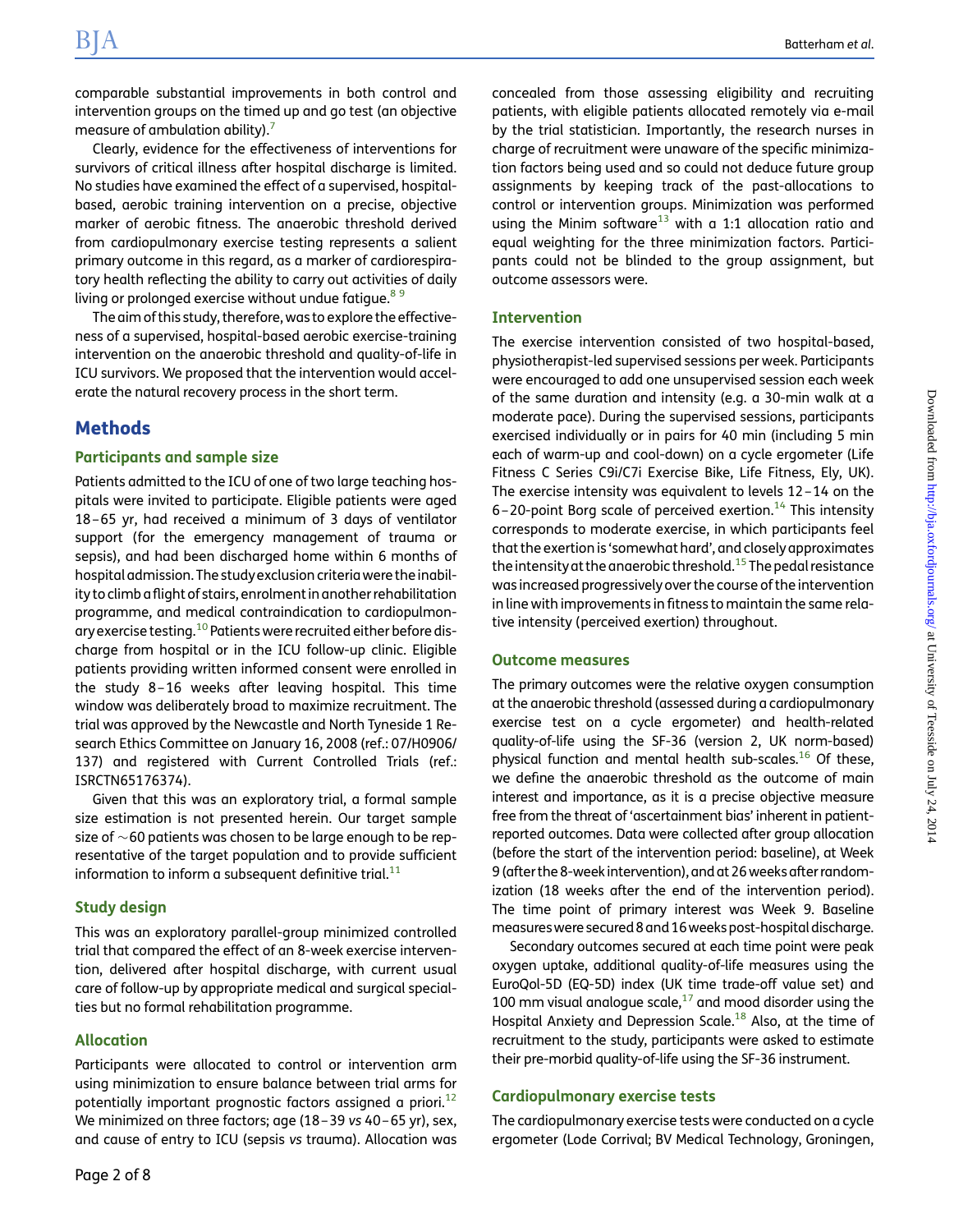comparable substantial improvements in both control and intervention groups on the timed up and go test (an objective measure of ambulation ability).[7]

Clearly, evidence for the effectiveness of interventions for survivors of critical illness after hospital discharge is limited. No studies have examined the effect of a supervised, hospital-based, aerobic training intervention on a precise, objective marker of aerobic fitness. The anaerobic threshold derived from cardiopulmonary exercise testing represents a salient primary outcome in this regard, as a marker of cardiorespiratory health reflecting the ability to carry out activities of daily living or prolonged exercise without undue fatigue.[8 9]

The aim of this study, therefore, was to explore the effectiveness of a supervised, hospital-based aerobic exercise-training intervention on the anaerobic threshold and quality-of-life in ICU survivors. We proposed that the intervention would accelerate the natural recovery process in the short term.

## Methods

### Participants and sample size

Patients admitted to the ICU of one of two large teaching hospitals were invited to participate. Eligible patients were aged 18–65 yr, had received a minimum of 3 days of ventilator support (for the emergency management of trauma or sepsis), and had been discharged home within 6 months of hospital admission. The study exclusion criteria were the inability to climb a flight of stairs, enrolment in another rehabilitation programme, and medical contraindication to cardiopulmonary exercise testing.[10] Patients were recruited either before discharge from hospital or in the ICU follow-up clinic. Eligible patients providing written informed consent were enrolled in the study 8–16 weeks after leaving hospital. This time window was deliberately broad to maximize recruitment. The trial was approved by the Newcastle and North Tyneside 1 Research Ethics Committee on January 16, 2008 (ref.: 07/H0906/137) and registered with Current Controlled Trials (ref.: ISRCTN65176374).

Given that this was an exploratory trial, a formal sample size estimation is not presented herein. Our target sample size of ~60 patients was chosen to be large enough to be representative of the target population and to provide sufficient information to inform a subsequent definitive trial.[11]

### Study design

This was an exploratory parallel-group minimized controlled trial that compared the effect of an 8-week exercise intervention, delivered after hospital discharge, with current usual care of follow-up by appropriate medical and surgical specialties but no formal rehabilitation programme.

### Allocation

Participants were allocated to control or intervention arm using minimization to ensure balance between trial arms for potentially important prognostic factors assigned a priori.[12] We minimized on three factors; age (18–39 *vs* 40–65 yr), sex, and cause of entry to ICU (sepsis *vs* trauma). Allocation was concealed from those assessing eligibility and recruiting patients, with eligible patients allocated remotely via e-mail by the trial statistician. Importantly, the research nurses in charge of recruitment were unaware of the specific minimization factors being used and so could not deduce future group assignments by keeping track of the past-allocations to control or intervention groups. Minimization was performed using the Minim software[13] with a 1:1 allocation ratio and equal weighting for the three minimization factors. Participants could not be blinded to the group assignment, but outcome assessors were.

### Intervention

The exercise intervention consisted of two hospital-based, physiotherapist-led supervised sessions per week. Participants were encouraged to add one unsupervised session each week of the same duration and intensity (e.g. a 30-min walk at a moderate pace). During the supervised sessions, participants exercised individually or in pairs for 40 min (including 5 min each of warm-up and cool-down) on a cycle ergometer (Life Fitness C Series C9i/C7i Exercise Bike, Life Fitness, Ely, UK). The exercise intensity was equivalent to levels 12–14 on the 6–20-point Borg scale of perceived exertion.[14] This intensity corresponds to moderate exercise, in which participants feel that the exertion is 'somewhat hard', and closely approximates the intensity at the anaerobic threshold.[15] The pedal resistance was increased progressively over the course of the intervention in line with improvements in fitness to maintain the same relative intensity (perceived exertion) throughout.

### Outcome measures

The primary outcomes were the relative oxygen consumption at the anaerobic threshold (assessed during a cardiopulmonary exercise test on a cycle ergometer) and health-related quality-of-life using the SF-36 (version 2, UK norm-based) physical function and mental health sub-scales.[16] Of these, we define the anaerobic threshold as the outcome of main interest and importance, as it is a precise objective measure free from the threat of 'ascertainment bias' inherent in patient-reported outcomes. Data were collected after group allocation (before the start of the intervention period: baseline), at Week 9 (after the 8-week intervention), and at 26 weeks after randomization (18 weeks after the end of the intervention period). The time point of primary interest was Week 9. Baseline measures were secured 8 and 16 weeks post-hospital discharge.

Secondary outcomes secured at each time point were peak oxygen uptake, additional quality-of-life measures using the EuroQol-5D (EQ-5D) index (UK time trade-off value set) and 100 mm visual analogue scale,[17] and mood disorder using the Hospital Anxiety and Depression Scale.[18] Also, at the time of recruitment to the study, participants were asked to estimate their pre-morbid quality-of-life using the SF-36 instrument.

### Cardiopulmonary exercise tests

The cardiopulmonary exercise tests were conducted on a cycle ergometer (Lode Corrival; BV Medical Technology, Groningen,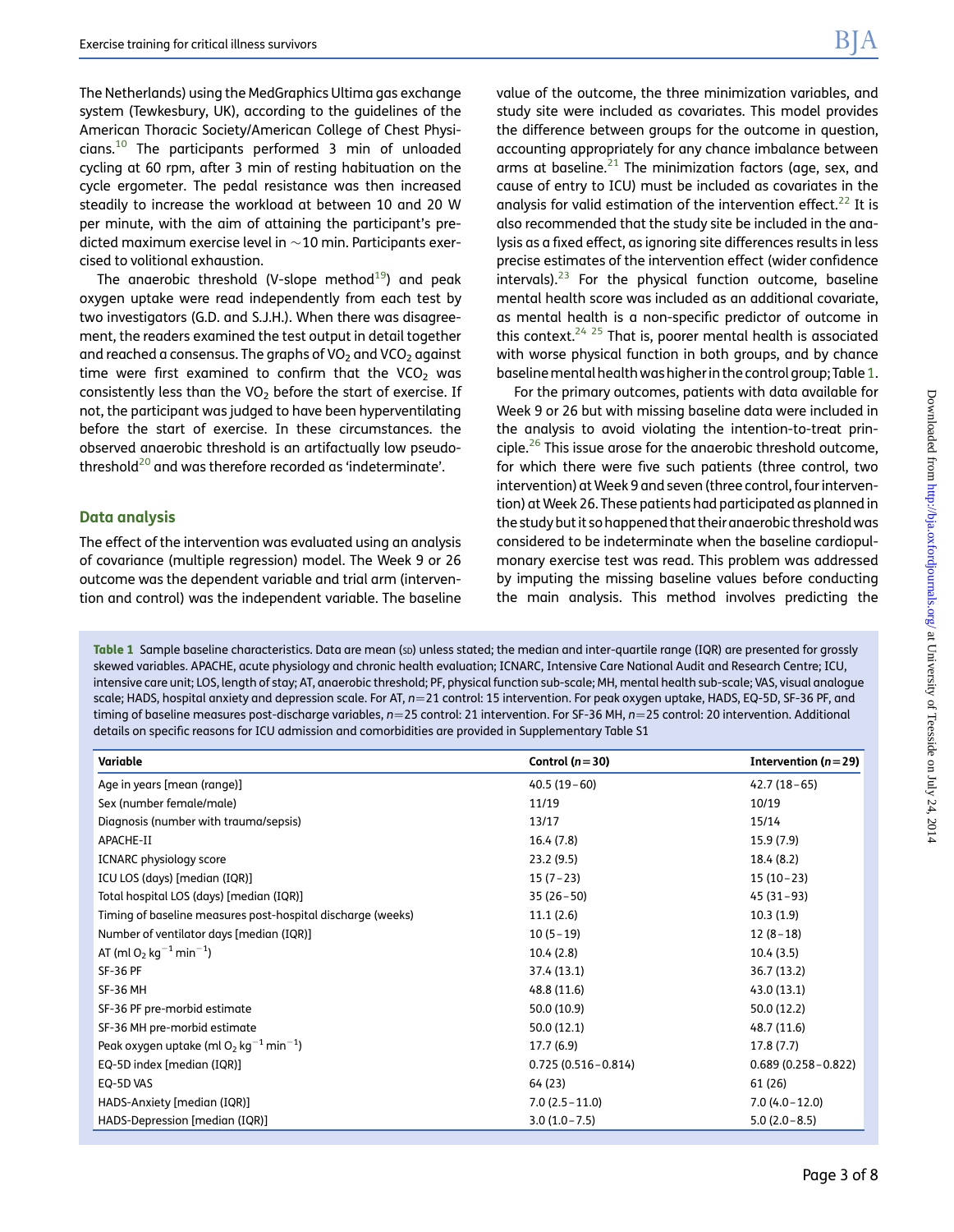The Netherlands) using the MedGraphics Ultima gas exchange system (Tewkesbury, UK), according to the guidelines of the American Thoracic Society/American College of Chest Physicians.[10] The participants performed 3 min of unloaded cycling at 60 rpm, after 3 min of resting habituation on the cycle ergometer. The pedal resistance was then increased steadily to increase the workload at between 10 and 20 W per minute, with the aim of attaining the participant's predicted maximum exercise level in ~10 min. Participants exercised to volitional exhaustion.

The anaerobic threshold (V-slope method[19]) and peak oxygen uptake were read independently from each test by two investigators (G.D. and S.J.H.). When there was disagreement, the readers examined the test output in detail together and reached a consensus. The graphs of $VO_2$ and $VCO_2$ against time were first examined to confirm that the $VCO_2$ was consistently less than the $VO_2$ before the start of exercise. If not, the participant was judged to have been hyperventilating before the start of exercise. In these circumstances. the observed anaerobic threshold is an artifactually low pseudo-threshold[20] and was therefore recorded as 'indeterminate'.

## Data analysis

The effect of the intervention was evaluated using an analysis of covariance (multiple regression) model. The Week 9 or 26 outcome was the dependent variable and trial arm (intervention and control) was the independent variable. The baseline value of the outcome, the three minimization variables, and study site were included as covariates. This model provides the difference between groups for the outcome in question, accounting appropriately for any chance imbalance between arms at baseline.[21] The minimization factors (age, sex, and cause of entry to ICU) must be included as covariates in the analysis for valid estimation of the intervention effect.[22] It is also recommended that the study site be included in the analysis as a fixed effect, as ignoring site differences results in less precise estimates of the intervention effect (wider confidence intervals).[23] For the physical function outcome, baseline mental health score was included as an additional covariate, as mental health is a non-specific predictor of outcome in this context.[24] [25] That is, poorer mental health is associated with worse physical function in both groups, and by chance baseline mental health was higher in the control group; Table 1.

For the primary outcomes, patients with data available for Week 9 or 26 but with missing baseline data were included in the analysis to avoid violating the intention-to-treat principle.[26] This issue arose for the anaerobic threshold outcome, for which there were five such patients (three control, two intervention) at Week 9 and seven (three control, four intervention) at Week 26. These patients had participated as planned in the study but it so happened that their anaerobic threshold was considered to be indeterminate when the baseline cardiopulmonary exercise test was read. This problem was addressed by imputing the missing baseline values before conducting the main analysis. This method involves predicting the

**Table 1** Sample baseline characteristics. Data are mean (SD) unless stated; the median and inter-quartile range (IQR) are presented for grossly skewed variables. APACHE, acute physiology and chronic health evaluation; ICNARC, Intensive Care National Audit and Research Centre; ICU, intensive care unit; LOS, length of stay; AT, anaerobic threshold; PF, physical function sub-scale; MH, mental health sub-scale; VAS, visual analogue scale; HADS, hospital anxiety and depression scale. For AT, $n$=21 control: 15 intervention. For peak oxygen uptake, HADS, EQ-5D, SF-36 PF, and timing of baseline measures post-discharge variables, $n$=25 control: 21 intervention. For SF-36 MH, $n$=25 control: 20 intervention. Additional details on specific reasons for ICU admission and comorbidities are provided in Supplementary Table S1

| Variable | Control ($n$=30) | Intervention ($n$=29) |
|---|---|---|
| Age in years [mean (range)] | 40.5 (19–60) | 42.7 (18–65) |
| Sex (number female/male) | 11/19 | 10/19 |
| Diagnosis (number with trauma/sepsis) | 13/17 | 15/14 |
| APACHE-II | 16.4 (7.8) | 15.9 (7.9) |
| ICNARC physiology score | 23.2 (9.5) | 18.4 (8.2) |
| ICU LOS (days) [median (IQR)] | 15 (7–23) | 15 (10–23) |
| Total hospital LOS (days) [median (IQR)] | 35 (26–50) | 45 (31–93) |
| Timing of baseline measures post-hospital discharge (weeks) | 11.1 (2.6) | 10.3 (1.9) |
| Number of ventilator days [median (IQR)] | 10 (5–19) | 12 (8–18) |
| AT (ml $O_2$ kg$^{-1}$ min$^{-1}$) | 10.4 (2.8) | 10.4 (3.5) |
| SF-36 PF | 37.4 (13.1) | 36.7 (13.2) |
| SF-36 MH | 48.8 (11.6) | 43.0 (13.1) |
| SF-36 PF pre-morbid estimate | 50.0 (10.9) | 50.0 (12.2) |
| SF-36 MH pre-morbid estimate | 50.0 (12.1) | 48.7 (11.6) |
| Peak oxygen uptake (ml $O_2$ kg$^{-1}$ min$^{-1}$) | 17.7 (6.9) | 17.8 (7.7) |
| EQ-5D index [median (IQR)] | 0.725 (0.516–0.814) | 0.689 (0.258–0.822) |
| EQ-5D VAS | 64 (23) | 61 (26) |
| HADS-Anxiety [median (IQR)] | 7.0 (2.5–11.0) | 7.0 (4.0–12.0) |
| HADS-Depression [median (IQR)] | 3.0 (1.0–7.5) | 5.0 (2.0–8.5) |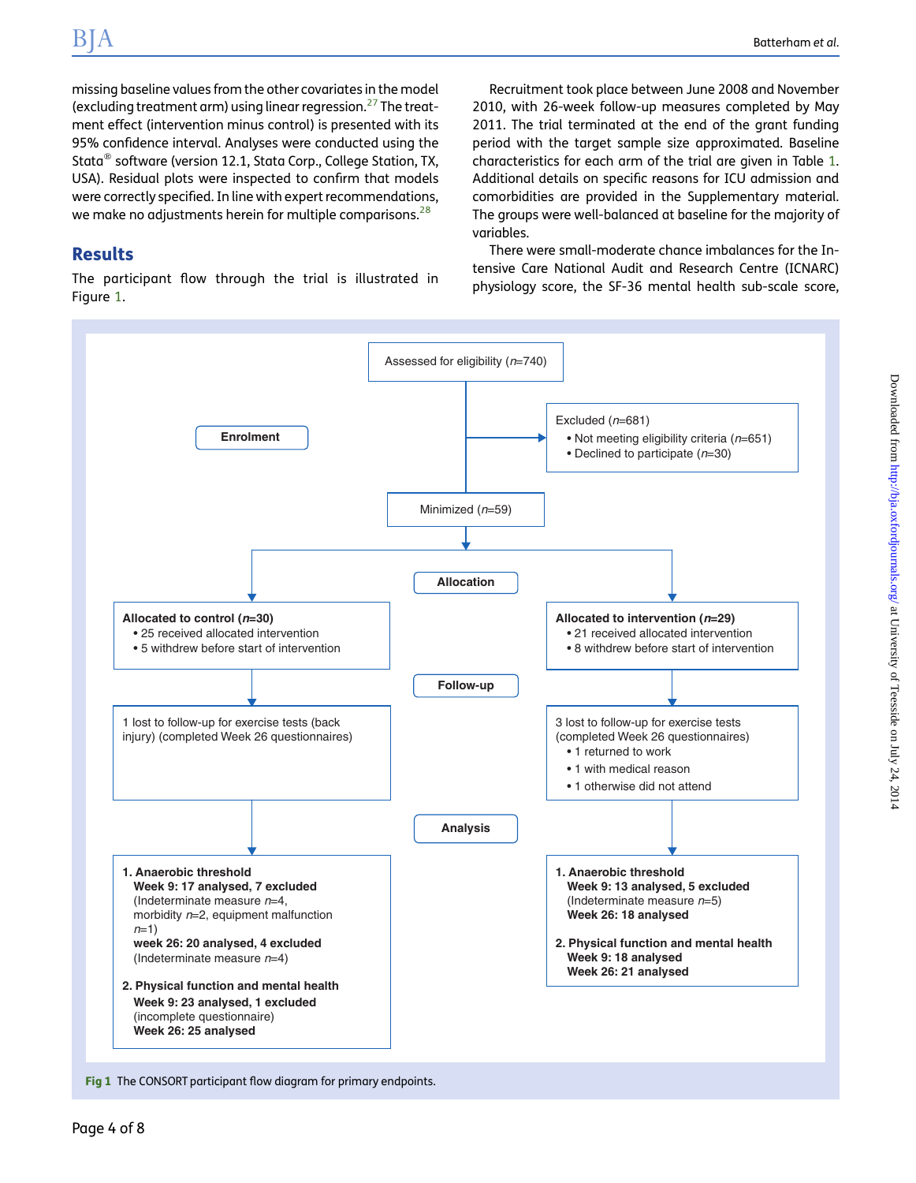missing baseline values from the other covariates in the model (excluding treatment arm) using linear regression.[27] The treatment effect (intervention minus control) is presented with its 95% confidence interval. Analyses were conducted using the Stata® software (version 12.1, Stata Corp., College Station, TX, USA). Residual plots were inspected to confirm that models were correctly specified. In line with expert recommendations, we make no adjustments herein for multiple comparisons.[28]

## Results

The participant flow through the trial is illustrated in Figure 1.

Recruitment took place between June 2008 and November 2010, with 26-week follow-up measures completed by May 2011. The trial terminated at the end of the grant funding period with the target sample size approximated. Baseline characteristics for each arm of the trial are given in Table 1. Additional details on specific reasons for ICU admission and comorbidities are provided in the Supplementary material. The groups were well-balanced at baseline for the majority of variables.

There were small-moderate chance imbalances for the Intensive Care National Audit and Research Centre (ICNARC) physiology score, the SF-36 mental health sub-scale score,

**Enrolment**

Assessed for eligibility ($n$=740)

Excluded ($n$=681)
- Not meeting eligibility criteria ($n$=651)
- Declined to participate ($n$=30)

Minimized ($n$=59)

**Allocation**

**Allocated to control ($n$=30)**
- 25 received allocated intervention
- 5 withdrew before start of intervention

**Allocated to intervention ($n$=29)**
- 21 received allocated intervention
- 8 withdrew before start of intervention

**Follow-up**

Control: 1 lost to follow-up for exercise tests (back injury) (completed Week 26 questionnaires)

Intervention: 3 lost to follow-up for exercise tests (completed Week 26 questionnaires)
- 1 returned to work
- 1 with medical reason
- 1 otherwise did not attend

**Analysis**

Control:

**1. Anaerobic threshold**
**Week 9: 17 analysed, 7 excluded**
(Indeterminate measure $n$=4, morbidity $n$=2, equipment malfunction $n$=1)
**week 26: 20 analysed, 4 excluded**
(Indeterminate measure $n$=4)

**2. Physical function and mental health**
**Week 9: 23 analysed, 1 excluded**
(incomplete questionnaire)
**Week 26: 25 analysed**

Intervention:

**1. Anaerobic threshold**
**Week 9: 13 analysed, 5 excluded**
(Indeterminate measure $n$=5)
**Week 26: 18 analysed**

**2. Physical function and mental health**
**Week 9: 18 analysed**
**Week 26: 21 analysed**

**Fig 1** The CONSORT participant flow diagram for primary endpoints.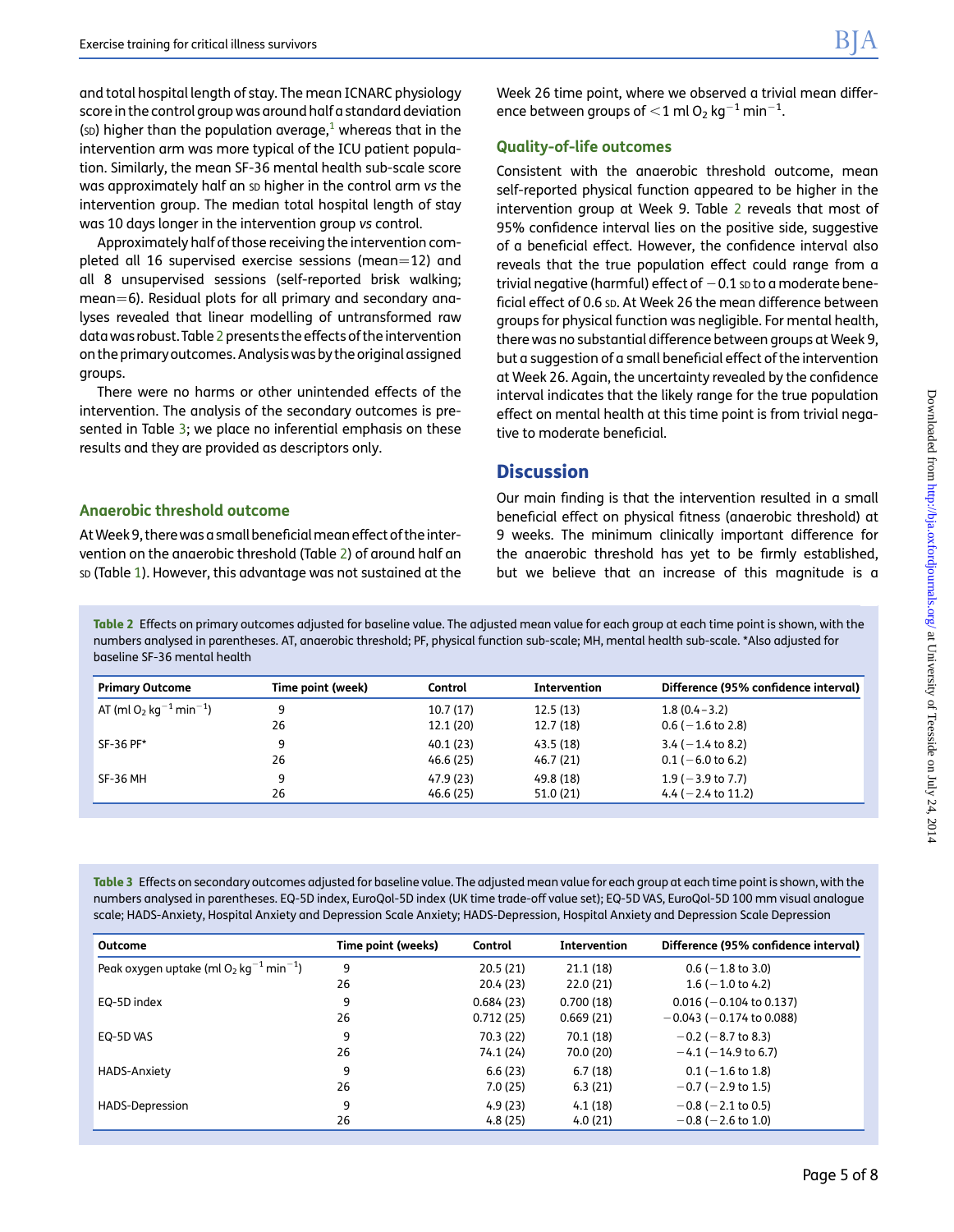and total hospital length of stay. The mean ICNARC physiology score in the control group was around half a standard deviation (SD) higher than the population average,[1] whereas that in the intervention arm was more typical of the ICU patient population. Similarly, the mean SF-36 mental health sub-scale score was approximately half an SD higher in the control arm *vs* the intervention group. The median total hospital length of stay was 10 days longer in the intervention group *vs* control.

Approximately half of those receiving the intervention completed all 16 supervised exercise sessions (mean=12) and all 8 unsupervised sessions (self-reported brisk walking; mean=6). Residual plots for all primary and secondary analyses revealed that linear modelling of untransformed raw data was robust. Table 2 presents the effects of the intervention on the primary outcomes. Analysis was by the original assigned groups.

There were no harms or other unintended effects of the intervention. The analysis of the secondary outcomes is presented in Table 3; we place no inferential emphasis on these results and they are provided as descriptors only.

### Anaerobic threshold outcome

At Week 9, there was a small beneficial mean effect of the intervention on the anaerobic threshold (Table 2) of around half an SD (Table 1). However, this advantage was not sustained at the Week 26 time point, where we observed a trivial mean difference between groups of $<1$ ml $O_2$ $kg^{-1}$ $min^{-1}$.

### Quality-of-life outcomes

Consistent with the anaerobic threshold outcome, mean self-reported physical function appeared to be higher in the intervention group at Week 9. Table 2 reveals that most of 95% confidence interval lies on the positive side, suggestive of a beneficial effect. However, the confidence interval also reveals that the true population effect could range from a trivial negative (harmful) effect of −0.1 SD to a moderate beneficial effect of 0.6 SD. At Week 26 the mean difference between groups for physical function was negligible. For mental health, there was no substantial difference between groups at Week 9, but a suggestion of a small beneficial effect of the intervention at Week 26. Again, the uncertainty revealed by the confidence interval indicates that the likely range for the true population effect on mental health at this time point is from trivial negative to moderate beneficial.

## Discussion

Our main finding is that the intervention resulted in a small beneficial effect on physical fitness (anaerobic threshold) at 9 weeks. The minimum clinically important difference for the anaerobic threshold has yet to be firmly established, but we believe that an increase of this magnitude is a

**Table 2** Effects on primary outcomes adjusted for baseline value. The adjusted mean value for each group at each time point is shown, with the numbers analysed in parentheses. AT, anaerobic threshold; PF, physical function sub-scale; MH, mental health sub-scale. *Also adjusted for baseline SF-36 mental health

| Primary Outcome | Time point (week) | Control | Intervention | Difference (95% confidence interval) |
|---|---|---|---|---|
| AT (ml $O_2$ $kg^{-1}$ $min^{-1}$) | 9 | 10.7 (17) | 12.5 (13) | 1.8 (0.4–3.2) |
| | 26 | 12.1 (20) | 12.7 (18) | 0.6 (−1.6 to 2.8) |
| SF-36 PF* | 9 | 40.1 (23) | 43.5 (18) | 3.4 (−1.4 to 8.2) |
| | 26 | 46.6 (25) | 46.7 (21) | 0.1 (−6.0 to 6.2) |
| SF-36 MH | 9 | 47.9 (23) | 49.8 (18) | 1.9 (−3.9 to 7.7) |
| | 26 | 46.6 (25) | 51.0 (21) | 4.4 (−2.4 to 11.2) |

**Table 3** Effects on secondary outcomes adjusted for baseline value. The adjusted mean value for each group at each time point is shown, with the numbers analysed in parentheses. EQ-5D index, EuroQol-5D index (UK time trade-off value set); EQ-5D VAS, EuroQol-5D 100 mm visual analogue scale; HADS-Anxiety, Hospital Anxiety and Depression Scale Anxiety; HADS-Depression, Hospital Anxiety and Depression Scale Depression

| Outcome | Time point (weeks) | Control | Intervention | Difference (95% confidence interval) |
|---|---|---|---|---|
| Peak oxygen uptake (ml $O_2$ $kg^{-1}$ $min^{-1}$) | 9 | 20.5 (21) | 21.1 (18) | 0.6 (−1.8 to 3.0) |
| | 26 | 20.4 (23) | 22.0 (21) | 1.6 (−1.0 to 4.2) |
| EQ-5D index | 9 | 0.684 (23) | 0.700 (18) | 0.016 (−0.104 to 0.137) |
| | 26 | 0.712 (25) | 0.669 (21) | −0.043 (−0.174 to 0.088) |
| EQ-5D VAS | 9 | 70.3 (22) | 70.1 (18) | −0.2 (−8.7 to 8.3) |
| | 26 | 74.1 (24) | 70.0 (20) | −4.1 (−14.9 to 6.7) |
| HADS-Anxiety | 9 | 6.6 (23) | 6.7 (18) | 0.1 (−1.6 to 1.8) |
| | 26 | 7.0 (25) | 6.3 (21) | −0.7 (−2.9 to 1.5) |
| HADS-Depression | 9 | 4.9 (23) | 4.1 (18) | −0.8 (−2.1 to 0.5) |
| | 26 | 4.8 (25) | 4.0 (21) | −0.8 (−2.6 to 1.0) |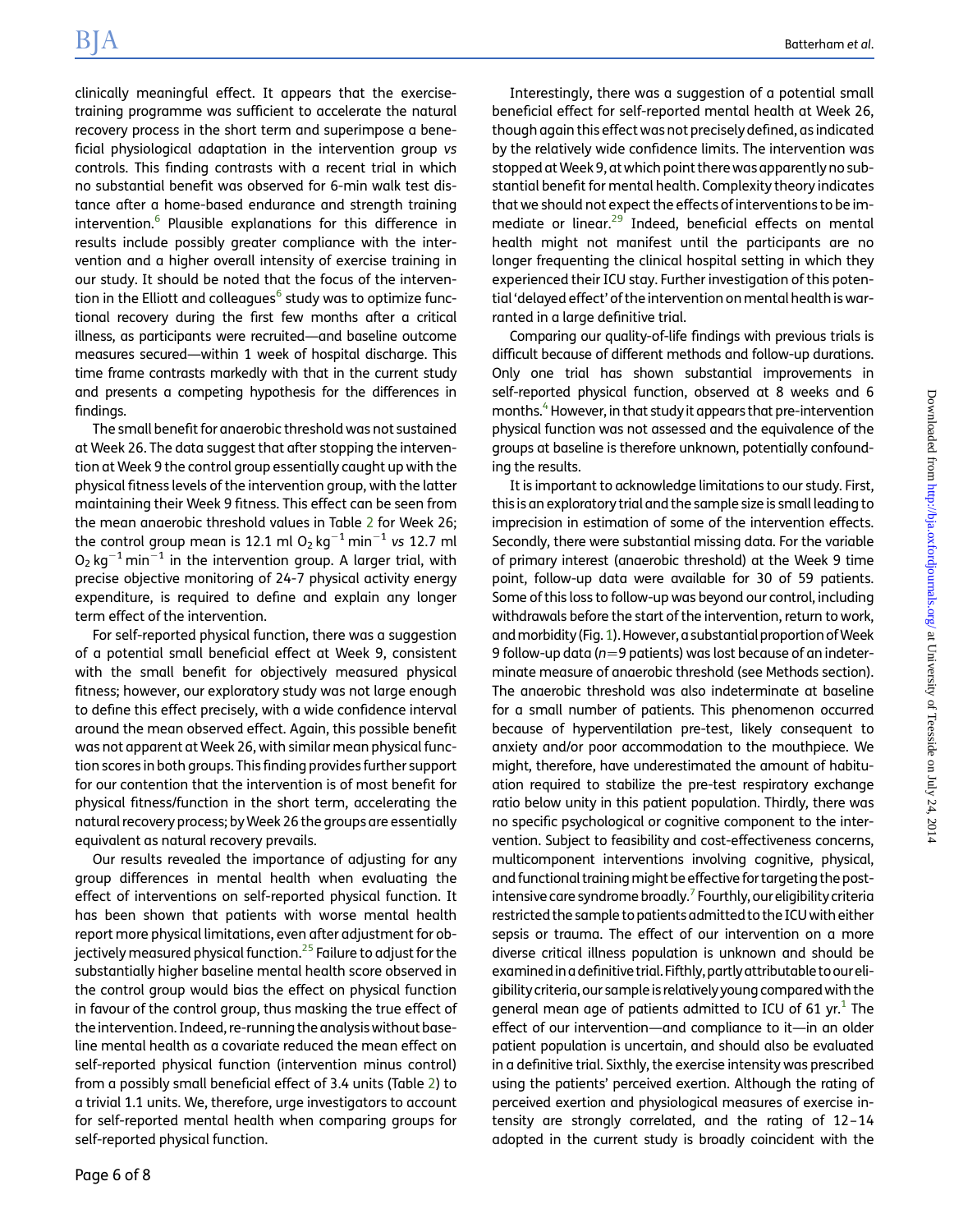clinically meaningful effect. It appears that the exercise-training programme was sufficient to accelerate the natural recovery process in the short term and superimpose a beneficial physiological adaptation in the intervention group *vs* controls. This finding contrasts with a recent trial in which no substantial benefit was observed for 6-min walk test distance after a home-based endurance and strength training intervention.[6] Plausible explanations for this difference in results include possibly greater compliance with the intervention and a higher overall intensity of exercise training in our study. It should be noted that the focus of the intervention in the Elliott and colleagues[6] study was to optimize functional recovery during the first few months after a critical illness, as participants were recruited—and baseline outcome measures secured—within 1 week of hospital discharge. This time frame contrasts markedly with that in the current study and presents a competing hypothesis for the differences in findings.

The small benefit for anaerobic threshold was not sustained at Week 26. The data suggest that after stopping the intervention at Week 9 the control group essentially caught up with the physical fitness levels of the intervention group, with the latter maintaining their Week 9 fitness. This effect can be seen from the mean anaerobic threshold values in Table 2 for Week 26; the control group mean is 12.1 ml $O_2$ $kg^{-1}$ $min^{-1}$ *vs* 12.7 ml $O_2$ $kg^{-1}$ $min^{-1}$ in the intervention group. A larger trial, with precise objective monitoring of 24-7 physical activity energy expenditure, is required to define and explain any longer term effect of the intervention.

For self-reported physical function, there was a suggestion of a potential small beneficial effect at Week 9, consistent with the small benefit for objectively measured physical fitness; however, our exploratory study was not large enough to define this effect precisely, with a wide confidence interval around the mean observed effect. Again, this possible benefit was not apparent at Week 26, with similar mean physical function scores in both groups. This finding provides further support for our contention that the intervention is of most benefit for physical fitness/function in the short term, accelerating the natural recovery process; by Week 26 the groups are essentially equivalent as natural recovery prevails.

Our results revealed the importance of adjusting for any group differences in mental health when evaluating the effect of interventions on self-reported physical function. It has been shown that patients with worse mental health report more physical limitations, even after adjustment for objectively measured physical function.[25] Failure to adjust for the substantially higher baseline mental health score observed in the control group would bias the effect on physical function in favour of the control group, thus masking the true effect of the intervention. Indeed, re-running the analysis without baseline mental health as a covariate reduced the mean effect on self-reported physical function (intervention minus control) from a possibly small beneficial effect of 3.4 units (Table 2) to a trivial 1.1 units. We, therefore, urge investigators to account for self-reported mental health when comparing groups for self-reported physical function.

Interestingly, there was a suggestion of a potential small beneficial effect for self-reported mental health at Week 26, though again this effect was not precisely defined, as indicated by the relatively wide confidence limits. The intervention was stopped at Week 9, at which point there was apparently no substantial benefit for mental health. Complexity theory indicates that we should not expect the effects of interventions to be immediate or linear.[29] Indeed, beneficial effects on mental health might not manifest until the participants are no longer frequenting the clinical hospital setting in which they experienced their ICU stay. Further investigation of this potential 'delayed effect' of the intervention on mental health is warranted in a large definitive trial.

Comparing our quality-of-life findings with previous trials is difficult because of different methods and follow-up durations. Only one trial has shown substantial improvements in self-reported physical function, observed at 8 weeks and 6 months.[4] However, in that study it appears that pre-intervention physical function was not assessed and the equivalence of the groups at baseline is therefore unknown, potentially confounding the results.

It is important to acknowledge limitations to our study. First, this is an exploratory trial and the sample size is small leading to imprecision in estimation of some of the intervention effects. Secondly, there were substantial missing data. For the variable of primary interest (anaerobic threshold) at the Week 9 time point, follow-up data were available for 30 of 59 patients. Some of this loss to follow-up was beyond our control, including withdrawals before the start of the intervention, return to work, and morbidity (Fig. 1). However, a substantial proportion of Week 9 follow-up data ($n$=9 patients) was lost because of an indeterminate measure of anaerobic threshold (see Methods section). The anaerobic threshold was also indeterminate at baseline for a small number of patients. This phenomenon occurred because of hyperventilation pre-test, likely consequent to anxiety and/or poor accommodation to the mouthpiece. We might, therefore, have underestimated the amount of habituation required to stabilize the pre-test respiratory exchange ratio below unity in this patient population. Thirdly, there was no specific psychological or cognitive component to the intervention. Subject to feasibility and cost-effectiveness concerns, multicomponent interventions involving cognitive, physical, and functional training might be effective for targeting the post-intensive care syndrome broadly.[7] Fourthly, our eligibility criteria restricted the sample to patients admitted to the ICU with either sepsis or trauma. The effect of our intervention on a more diverse critical illness population is unknown and should be examined in a definitive trial. Fifthly, partly attributable to our eligibility criteria, our sample is relatively young compared with the general mean age of patients admitted to ICU of 61 yr.[1] The effect of our intervention—and compliance to it—in an older patient population is uncertain, and should also be evaluated in a definitive trial. Sixthly, the exercise intensity was prescribed using the patients' perceived exertion. Although the rating of perceived exertion and physiological measures of exercise intensity are strongly correlated, and the rating of 12–14 adopted in the current study is broadly coincident with the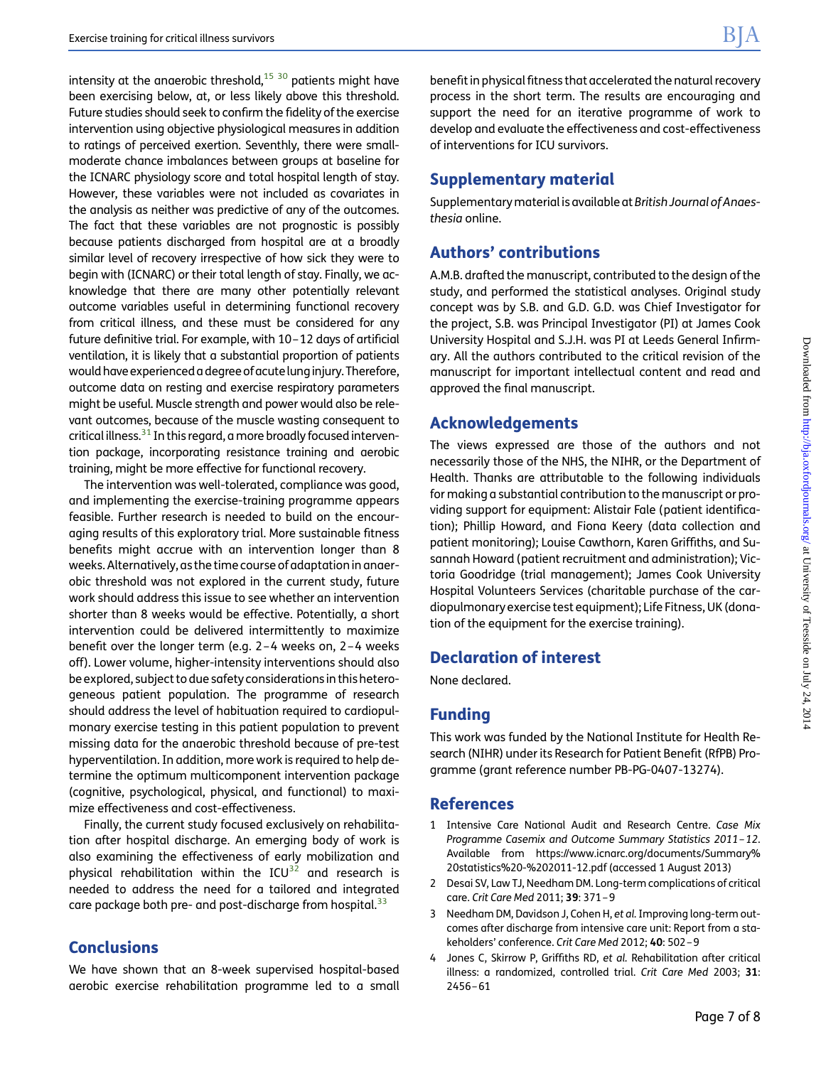intensity at the anaerobic threshold,[15 30] patients might have been exercising below, at, or less likely above this threshold. Future studies should seek to confirm the fidelity of the exercise intervention using objective physiological measures in addition to ratings of perceived exertion. Seventhly, there were small-moderate chance imbalances between groups at baseline for the ICNARC physiology score and total hospital length of stay. However, these variables were not included as covariates in the analysis as neither was predictive of any of the outcomes. The fact that these variables are not prognostic is possibly because patients discharged from hospital are at a broadly similar level of recovery irrespective of how sick they were to begin with (ICNARC) or their total length of stay. Finally, we acknowledge that there are many other potentially relevant outcome variables useful in determining functional recovery from critical illness, and these must be considered for any future definitive trial. For example, with 10–12 days of artificial ventilation, it is likely that a substantial proportion of patients would have experienced a degree of acute lung injury. Therefore, outcome data on resting and exercise respiratory parameters might be useful. Muscle strength and power would also be relevant outcomes, because of the muscle wasting consequent to critical illness.[31] In this regard, a more broadly focused intervention package, incorporating resistance training and aerobic training, might be more effective for functional recovery.

The intervention was well-tolerated, compliance was good, and implementing the exercise-training programme appears feasible. Further research is needed to build on the encouraging results of this exploratory trial. More sustainable fitness benefits might accrue with an intervention longer than 8 weeks. Alternatively, as the time course of adaptation in anaerobic threshold was not explored in the current study, future work should address this issue to see whether an intervention shorter than 8 weeks would be effective. Potentially, a short intervention could be delivered intermittently to maximize benefit over the longer term (e.g. 2–4 weeks on, 2–4 weeks off). Lower volume, higher-intensity interventions should also be explored, subject to due safety considerations in this heterogeneous patient population. The programme of research should address the level of habituation required to cardiopulmonary exercise testing in this patient population to prevent missing data for the anaerobic threshold because of pre-test hyperventilation. In addition, more work is required to help determine the optimum multicomponent intervention package (cognitive, psychological, physical, and functional) to maximize effectiveness and cost-effectiveness.

Finally, the current study focused exclusively on rehabilitation after hospital discharge. An emerging body of work is also examining the effectiveness of early mobilization and physical rehabilitation within the ICU[32] and research is needed to address the need for a tailored and integrated care package both pre- and post-discharge from hospital.[33]

## Conclusions

We have shown that an 8-week supervised hospital-based aerobic exercise rehabilitation programme led to a small benefit in physical fitness that accelerated the natural recovery process in the short term. The results are encouraging and support the need for an iterative programme of work to develop and evaluate the effectiveness and cost-effectiveness of interventions for ICU survivors.

## Supplementary material

Supplementary material is available at *British Journal of Anaesthesia* online.

## Authors' contributions

A.M.B. drafted the manuscript, contributed to the design of the study, and performed the statistical analyses. Original study concept was by S.B. and G.D. G.D. was Chief Investigator for the project, S.B. was Principal Investigator (PI) at James Cook University Hospital and S.J.H. was PI at Leeds General Infirmary. All the authors contributed to the critical revision of the manuscript for important intellectual content and read and approved the final manuscript.

## Acknowledgements

The views expressed are those of the authors and not necessarily those of the NHS, the NIHR, or the Department of Health. Thanks are attributable to the following individuals for making a substantial contribution to the manuscript or providing support for equipment: Alistair Fale (patient identification); Phillip Howard, and Fiona Keery (data collection and patient monitoring); Louise Cawthorn, Karen Griffiths, and Susannah Howard (patient recruitment and administration); Victoria Goodridge (trial management); James Cook University Hospital Volunteers Services (charitable purchase of the cardiopulmonary exercise test equipment); Life Fitness, UK (donation of the equipment for the exercise training).

## Declaration of interest

None declared.

## Funding

This work was funded by the National Institute for Health Research (NIHR) under its Research for Patient Benefit (RfPB) Programme (grant reference number PB-PG-0407-13274).

## References

1. Intensive Care National Audit and Research Centre. *Case Mix Programme Casemix and Outcome Summary Statistics 2011–12*. Available from https://www.icnarc.org/documents/Summary%20statistics%20-%202011-12.pdf (accessed 1 August 2013)
2. Desai SV, Law TJ, Needham DM. Long-term complications of critical care. *Crit Care Med* 2011; **39**: 371–9
3. Needham DM, Davidson J, Cohen H, *et al.* Improving long-term outcomes after discharge from intensive care unit: Report from a stakeholders' conference. *Crit Care Med* 2012; **40**: 502–9
4. Jones C, Skirrow P, Griffiths RD, *et al.* Rehabilitation after critical illness: a randomized, controlled trial. *Crit Care Med* 2003; **31**: 2456–61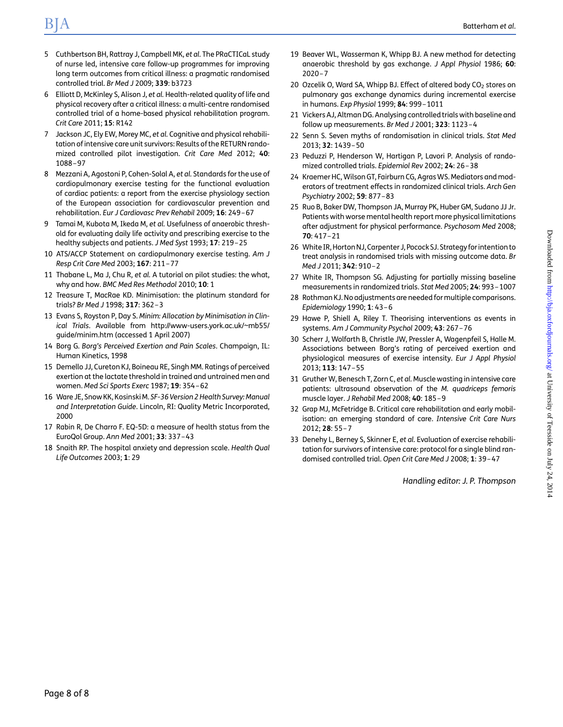5 Cuthbertson BH, Rattray J, Campbell MK, *et al.* The PRaCTICaL study of nurse led, intensive care follow-up programmes for improving long term outcomes from critical illness: a pragmatic randomised controlled trial. *Br Med J* 2009; **339**: b3723

6 Elliott D, McKinley S, Alison J, *et al.* Health-related quality of life and physical recovery after a critical illness: a multi-centre randomised controlled trial of a home-based physical rehabilitation program. *Crit Care* 2011; **15**: R142

7 Jackson JC, Ely EW, Morey MC, *et al.* Cognitive and physical rehabilitation of intensive care unit survivors: Results of the RETURN randomized controlled pilot investigation. *Crit Care Med* 2012; **40**: 1088–97

8 Mezzani A, Agostoni P, Cohen-Solal A, *et al.* Standards for the use of cardiopulmonary exercise testing for the functional evaluation of cardiac patients: a report from the exercise physiology section of the European association for cardiovascular prevention and rehabilitation. *Eur J Cardiovasc Prev Rehabil* 2009; **16**: 249–67

9 Tamai M, Kubota M, Ikeda M, *et al.* Usefulness of anaerobic threshold for evaluating daily life activity and prescribing exercise to the healthy subjects and patients. *J Med Syst* 1993; **17**: 219–25

10 ATS/ACCP Statement on cardiopulmonary exercise testing. *Am J Resp Crit Care Med* 2003; **167**: 211–77

11 Thabane L, Ma J, Chu R, *et al.* A tutorial on pilot studies: the what, why and how. *BMC Med Res Methodol* 2010; **10**: 1

12 Treasure T, MacRae KD. Minimisation: the platinum standard for trials? *Br Med J* 1998; **317**: 362–3

13 Evans S, Royston P, Day S. *Minim: Allocation by Minimisation in Clinical Trials*. Available from http://www-users.york.ac.uk/~mb55/guide/minim.htm (accessed 1 April 2007)

14 Borg G. *Borg's Perceived Exertion and Pain Scales*. Champaign, IL: Human Kinetics, 1998

15 Demello JJ, Cureton KJ, Boineau RE, Singh MM. Ratings of perceived exertion at the lactate threshold in trained and untrained men and women. *Med Sci Sports Exerc* 1987; **19**: 354–62

16 Ware JE, Snow KK, Kosinski M. *SF-36 Version 2 Health Survey: Manual and Interpretation Guide*. Lincoln, RI: Quality Metric Incorporated, 2000

17 Rabin R, De Charro F. EQ-5D: a measure of health status from the EuroQol Group. *Ann Med* 2001; **33**: 337–43

18 Snaith RP. The hospital anxiety and depression scale. *Health Qual Life Outcomes* 2003; **1**: 29

19 Beaver WL, Wasserman K, Whipp BJ. A new method for detecting anaerobic threshold by gas exchange. *J Appl Physiol* 1986; **60**: 2020–7

20 Ozcelik O, Ward SA, Whipp BJ. Effect of altered body $CO_2$ stores on pulmonary gas exchange dynamics during incremental exercise in humans. *Exp Physiol* 1999; **84**: 999–1011

21 Vickers AJ, Altman DG. Analysing controlled trials with baseline and follow up measurements. *Br Med J* 2001; **323**: 1123–4

22 Senn S. Seven myths of randomisation in clinical trials. *Stat Med* 2013; **32**: 1439–50

23 Peduzzi P, Henderson W, Hartigan P, Lavori P. Analysis of randomized controlled trials. *Epidemiol Rev* 2002; **24**: 26–38

24 Kraemer HC, Wilson GT, Fairburn CG, Agras WS. Mediators and moderators of treatment effects in randomized clinical trials. *Arch Gen Psychiatry* 2002; **59**: 877–83

25 Ruo B, Baker DW, Thompson JA, Murray PK, Huber GM, Sudano JJ Jr. Patients with worse mental health report more physical limitations after adjustment for physical performance. *Psychosom Med* 2008; **70**: 417–21

26 White IR, Horton NJ, Carpenter J, Pocock SJ. Strategy for intention to treat analysis in randomised trials with missing outcome data. *Br Med J* 2011; **342**: 910–2

27 White IR, Thompson SG. Adjusting for partially missing baseline measurements in randomized trials. *Stat Med* 2005; **24**: 993–1007

28 Rothman KJ. No adjustments are needed for multiple comparisons. *Epidemiology* 1990; **1**: 43–6

29 Hawe P, Shiell A, Riley T. Theorising interventions as events in systems. *Am J Community Psychol* 2009; **43**: 267–76

30 Scherr J, Wolfarth B, Christle JW, Pressler A, Wagenpfeil S, Halle M. Associations between Borg's rating of perceived exertion and physiological measures of exercise intensity. *Eur J Appl Physiol* 2013; **113**: 147–55

31 Gruther W, Benesch T, Zorn C, *et al.* Muscle wasting in intensive care patients: ultrasound observation of the *M. quadriceps femoris* muscle layer. *J Rehabil Med* 2008; **40**: 185–9

32 Grap MJ, McFetridge B. Critical care rehabilitation and early mobilisation: an emerging standard of care. *Intensive Crit Care Nurs* 2012; **28**: 55–7

33 Denehy L, Berney S, Skinner E, *et al.* Evaluation of exercise rehabilitation for survivors of intensive care: protocol for a single blind randomised controlled trial. *Open Crit Care Med J* 2008; **1**: 39–47

*Handling editor: J. P. Thompson*